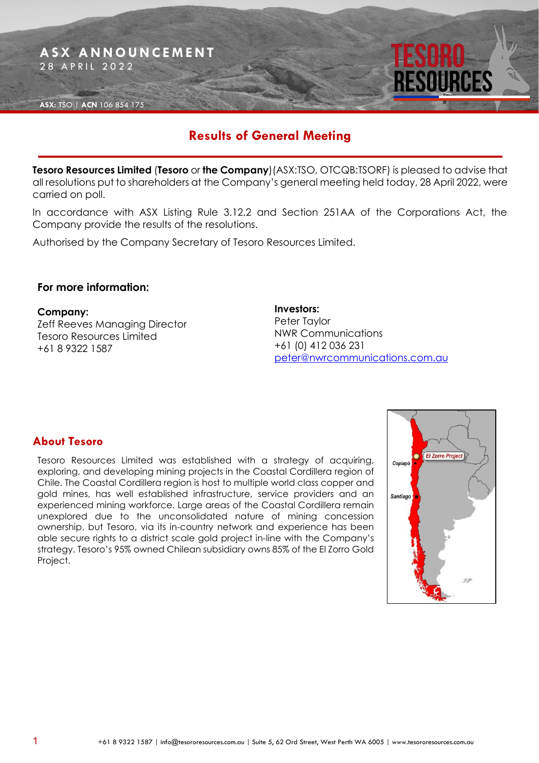ASX ANNOUNCEMENT
28 APRIL 2022

**ASX:** TSO | **ACN** 106 854 175

# Results of General Meeting

**Tesoro Resources Limited** (**Tesoro** or **the Company**) (ASX:TSO, OTCQB:TSORF) is pleased to advise that all resolutions put to shareholders at the Company's general meeting held today, 28 April 2022, were carried on poll.

In accordance with ASX Listing Rule 3.12.2 and Section 251AA of the Corporations Act, the Company provide the results of the resolutions.

Authorised by the Company Secretary of Tesoro Resources Limited.

**For more information:**

**Company:**
Zeff Reeves Managing Director
Tesoro Resources Limited
+61 8 9322 1587

**Investors:**
Peter Taylor
NWR Communications
+61 (0) 412 036 231
peter@nwrcommunications.com.au

## About Tesoro

Tesoro Resources Limited was established with a strategy of acquiring, exploring, and developing mining projects in the Coastal Cordillera region of Chile. The Coastal Cordillera region is host to multiple world class copper and gold mines, has well established infrastructure, service providers and an experienced mining workforce. Large areas of the Coastal Cordillera remain unexplored due to the unconsolidated nature of mining concession ownership, but Tesoro, via its in-country network and experience has been able secure rights to a district scale gold project in-line with the Company's strategy. Tesoro's 95% owned Chilean subsidiary owns 85% of the El Zorro Gold Project.

+61 8 9322 1587 | info@tesororesources.com.au | Suite 5, 62 Ord Street, West Perth WA 6005 | www.tesororesources.com.au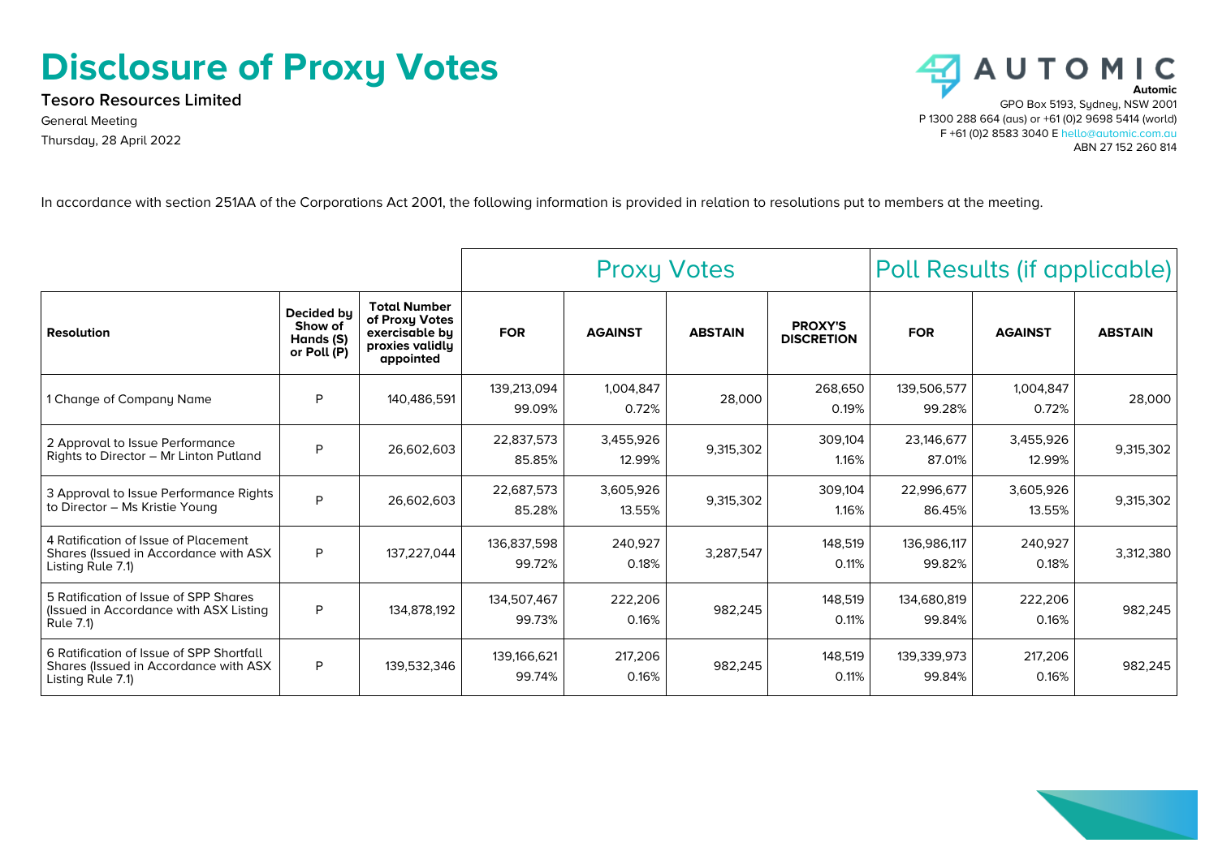# Disclosure of Proxy Votes

**Tesoro Resources Limited**

General Meeting

Thursday, 28 April 2022

**Automic**
GPO Box 5193, Sydney, NSW 2001
P 1300 288 664 (aus) or +61 (0)2 9698 5414 (world)
F +61 (0)2 8583 3040 E hello@automic.com.au
ABN 27 152 260 814

In accordance with section 251AA of the Corporations Act 2001, the following information is provided in relation to resolutions put to members at the meeting.

| | | | Proxy Votes | | | | Poll Results (if applicable) | | |
|---|---|---|---|---|---|---|---|---|---|
| **Resolution** | **Decided by Show of Hands (S) or Poll (P)** | **Total Number of Proxy Votes exercisable by proxies validly appointed** | **FOR** | **AGAINST** | **ABSTAIN** | **PROXY'S DISCRETION** | **FOR** | **AGAINST** | **ABSTAIN** |
| 1 Change of Company Name | P | 140,486,591 | 139,213,094 99.09% | 1,004,847 0.72% | 28,000 | 268,650 0.19% | 139,506,577 99.28% | 1,004,847 0.72% | 28,000 |
| 2 Approval to Issue Performance Rights to Director – Mr Linton Putland | P | 26,602,603 | 22,837,573 85.85% | 3,455,926 12.99% | 9,315,302 | 309,104 1.16% | 23,146,677 87.01% | 3,455,926 12.99% | 9,315,302 |
| 3 Approval to Issue Performance Rights to Director – Ms Kristie Young | P | 26,602,603 | 22,687,573 85.28% | 3,605,926 13.55% | 9,315,302 | 309,104 1.16% | 22,996,677 86.45% | 3,605,926 13.55% | 9,315,302 |
| 4 Ratification of Issue of Placement Shares (Issued in Accordance with ASX Listing Rule 7.1) | P | 137,227,044 | 136,837,598 99.72% | 240,927 0.18% | 3,287,547 | 148,519 0.11% | 136,986,117 99.82% | 240,927 0.18% | 3,312,380 |
| 5 Ratification of Issue of SPP Shares (Issued in Accordance with ASX Listing Rule 7.1) | P | 134,878,192 | 134,507,467 99.73% | 222,206 0.16% | 982,245 | 148,519 0.11% | 134,680,819 99.84% | 222,206 0.16% | 982,245 |
| 6 Ratification of Issue of SPP Shortfall Shares (Issued in Accordance with ASX Listing Rule 7.1) | P | 139,532,346 | 139,166,621 99.74% | 217,206 0.16% | 982,245 | 148,519 0.11% | 139,339,973 99.84% | 217,206 0.16% | 982,245 |